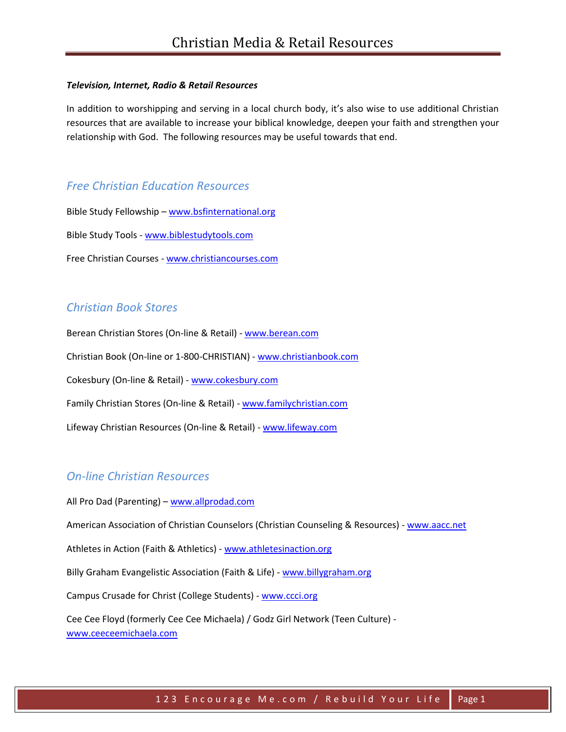# Christian Media & Retail Resources

***Television, Internet, Radio & Retail Resources***

In addition to worshipping and serving in a local church body, it's also wise to use additional Christian resources that are available to increase your biblical knowledge, deepen your faith and strengthen your relationship with God. The following resources may be useful towards that end.

## *Free Christian Education Resources*

Bible Study Fellowship – www.bsfinternational.org

Bible Study Tools - www.biblestudytools.com

Free Christian Courses - www.christiancourses.com

## *Christian Book Stores*

Berean Christian Stores (On-line & Retail) - www.berean.com

Christian Book (On-line or 1-800-CHRISTIAN) - www.christianbook.com

Cokesbury (On-line & Retail) - www.cokesbury.com

Family Christian Stores (On-line & Retail) - www.familychristian.com

Lifeway Christian Resources (On-line & Retail) - www.lifeway.com

## *On-line Christian Resources*

All Pro Dad (Parenting) – www.allprodad.com

American Association of Christian Counselors (Christian Counseling & Resources) - www.aacc.net

Athletes in Action (Faith & Athletics) - www.athletesinaction.org

Billy Graham Evangelistic Association (Faith & Life) - www.billygraham.org

Campus Crusade for Christ (College Students) - www.ccci.org

Cee Cee Floyd (formerly Cee Cee Michaela) / Godz Girl Network (Teen Culture) - www.ceeceemichaela.com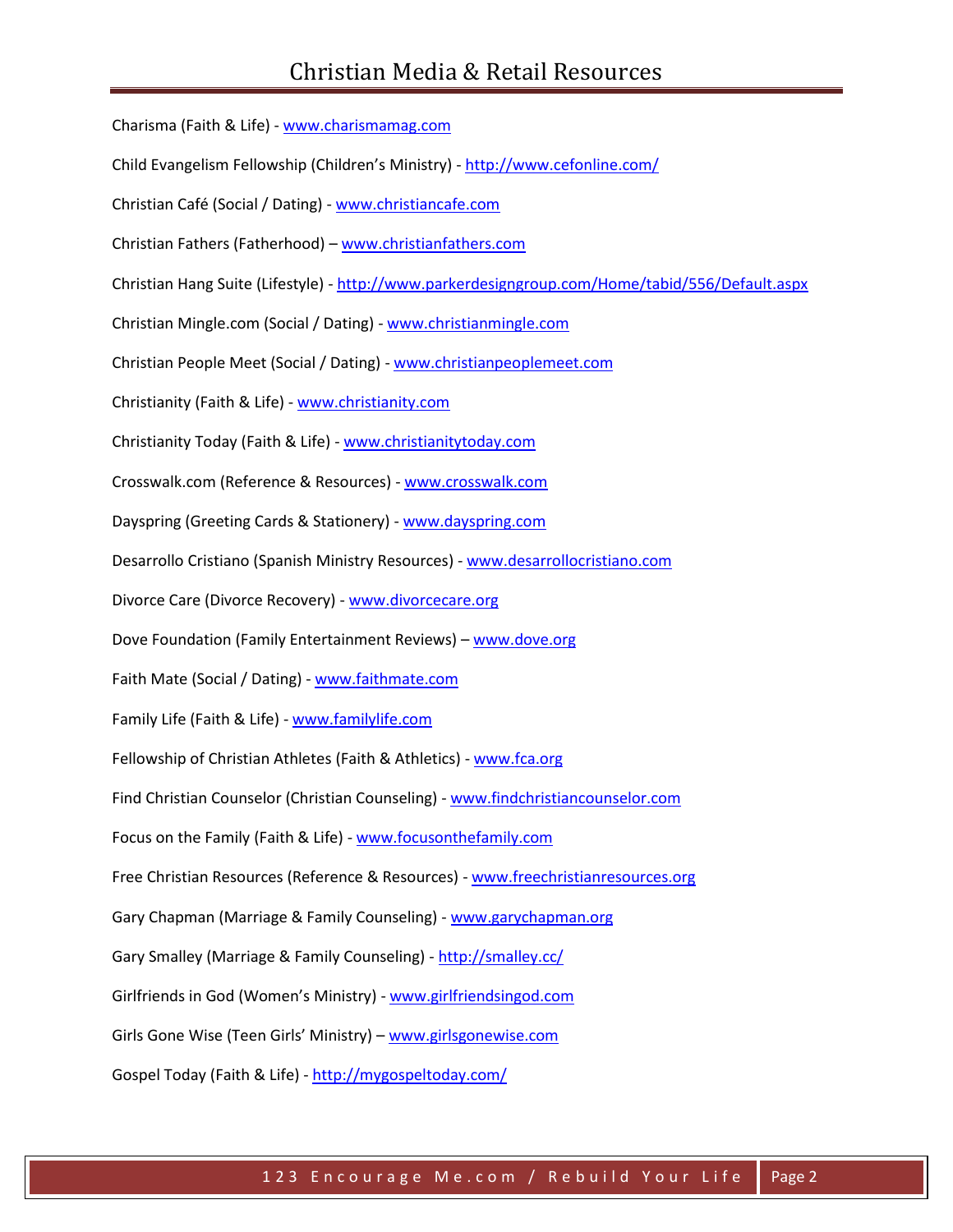# Christian Media & Retail Resources

Charisma (Faith & Life) - www.charismamag.com

Child Evangelism Fellowship (Children's Ministry) - http://www.cefonline.com/

Christian Café (Social / Dating) - www.christiancafe.com

Christian Fathers (Fatherhood) – www.christianfathers.com

Christian Hang Suite (Lifestyle) - http://www.parkerdesigngroup.com/Home/tabid/556/Default.aspx

Christian Mingle.com (Social / Dating) - www.christianmingle.com

Christian People Meet (Social / Dating) - www.christianpeoplemeet.com

Christianity (Faith & Life) - www.christianity.com

Christianity Today (Faith & Life) - www.christianitytoday.com

Crosswalk.com (Reference & Resources) - www.crosswalk.com

Dayspring (Greeting Cards & Stationery) - www.dayspring.com

Desarrollo Cristiano (Spanish Ministry Resources) - www.desarrollocristiano.com

Divorce Care (Divorce Recovery) - www.divorcecare.org

Dove Foundation (Family Entertainment Reviews) – www.dove.org

Faith Mate (Social / Dating) - www.faithmate.com

Family Life (Faith & Life) - www.familylife.com

Fellowship of Christian Athletes (Faith & Athletics) - www.fca.org

Find Christian Counselor (Christian Counseling) - www.findchristiancounselor.com

Focus on the Family (Faith & Life) - www.focusonthefamily.com

Free Christian Resources (Reference & Resources) - www.freechristianresources.org

Gary Chapman (Marriage & Family Counseling) - www.garychapman.org

Gary Smalley (Marriage & Family Counseling) - http://smalley.cc/

Girlfriends in God (Women's Ministry) - www.girlfriendsingod.com

Girls Gone Wise (Teen Girls' Ministry) – www.girlsgonewise.com

Gospel Today (Faith & Life) - http://mygospeltoday.com/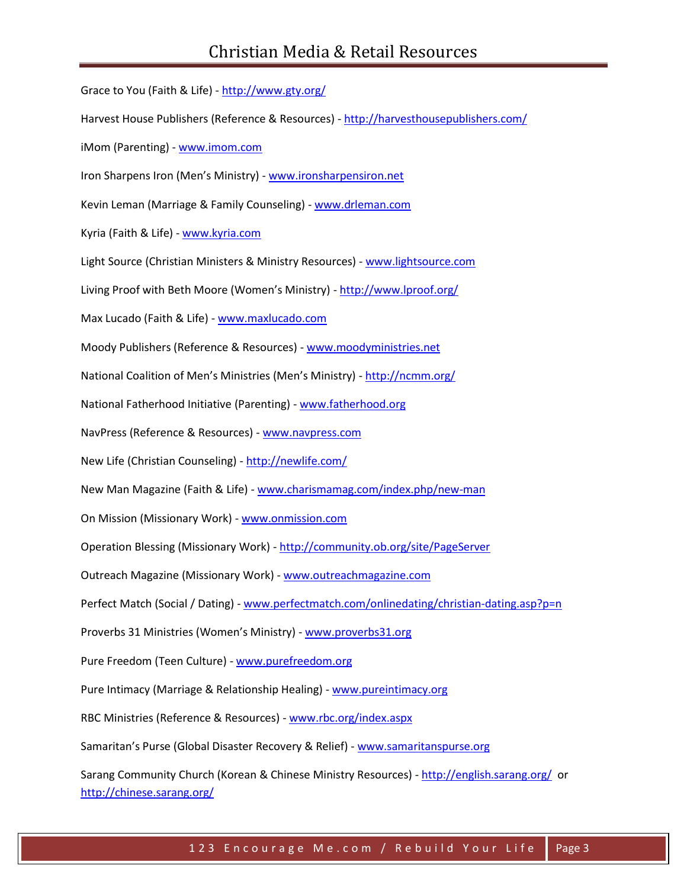Grace to You (Faith & Life) - http://www.gty.org/

Harvest House Publishers (Reference & Resources) - http://harvesthousepublishers.com/

iMom (Parenting) - www.imom.com

Iron Sharpens Iron (Men's Ministry) - www.ironsharpensiron.net

Kevin Leman (Marriage & Family Counseling) - www.drleman.com

Kyria (Faith & Life) - www.kyria.com

Light Source (Christian Ministers & Ministry Resources) - www.lightsource.com

Living Proof with Beth Moore (Women's Ministry) - http://www.lproof.org/

Max Lucado (Faith & Life) - www.maxlucado.com

Moody Publishers (Reference & Resources) - www.moodyministries.net

National Coalition of Men's Ministries (Men's Ministry) - http://ncmm.org/

National Fatherhood Initiative (Parenting) - www.fatherhood.org

NavPress (Reference & Resources) - www.navpress.com

New Life (Christian Counseling) - http://newlife.com/

New Man Magazine (Faith & Life) - www.charismamag.com/index.php/new-man

On Mission (Missionary Work) - www.onmission.com

Operation Blessing (Missionary Work) - http://community.ob.org/site/PageServer

Outreach Magazine (Missionary Work) - www.outreachmagazine.com

Perfect Match (Social / Dating) - www.perfectmatch.com/onlinedating/christian-dating.asp?p=n

Proverbs 31 Ministries (Women's Ministry) - www.proverbs31.org

Pure Freedom (Teen Culture) - www.purefreedom.org

Pure Intimacy (Marriage & Relationship Healing) - www.pureintimacy.org

RBC Ministries (Reference & Resources) - www.rbc.org/index.aspx

Samaritan's Purse (Global Disaster Recovery & Relief) - www.samaritanspurse.org

Sarang Community Church (Korean & Chinese Ministry Resources) - http://english.sarang.org/ or http://chinese.sarang.org/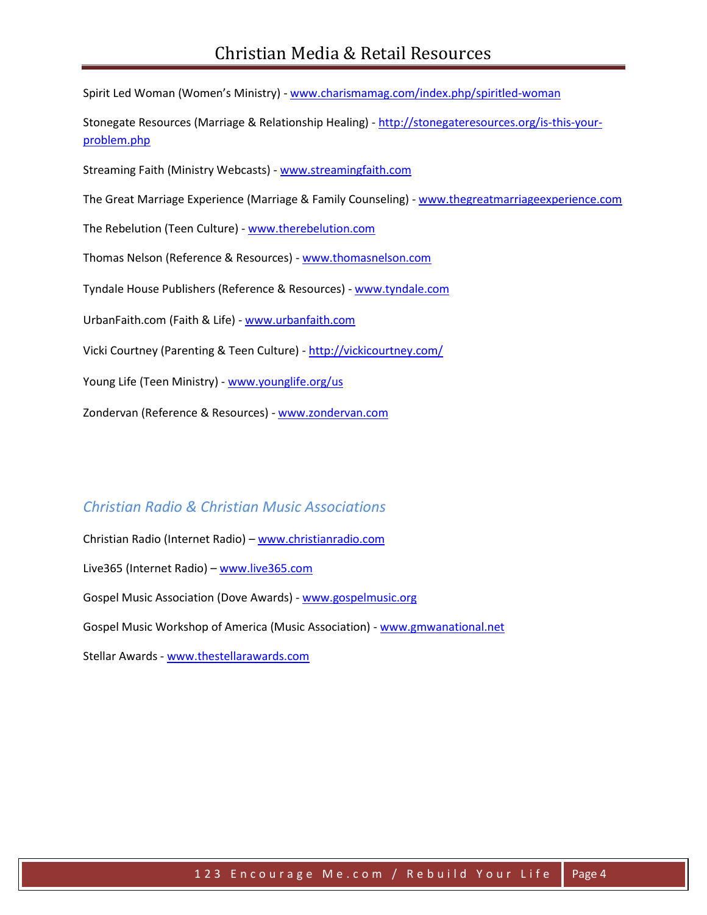Spirit Led Woman (Women's Ministry) - www.charismamag.com/index.php/spiritled-woman

Stonegate Resources (Marriage & Relationship Healing) - http://stonegateresources.org/is-this-your-problem.php

Streaming Faith (Ministry Webcasts) - www.streamingfaith.com

The Great Marriage Experience (Marriage & Family Counseling) - www.thegreatmarriageexperience.com

The Rebelution (Teen Culture) - www.therebelution.com

Thomas Nelson (Reference & Resources) - www.thomasnelson.com

Tyndale House Publishers (Reference & Resources) - www.tyndale.com

UrbanFaith.com (Faith & Life) - www.urbanfaith.com

Vicki Courtney (Parenting & Teen Culture) - http://vickicourtney.com/

Young Life (Teen Ministry) - www.younglife.org/us

Zondervan (Reference & Resources) - www.zondervan.com

## *Christian Radio & Christian Music Associations*

Christian Radio (Internet Radio) – www.christianradio.com

Live365 (Internet Radio) – www.live365.com

Gospel Music Association (Dove Awards) - www.gospelmusic.org

Gospel Music Workshop of America (Music Association) - www.gmwanational.net

Stellar Awards - www.thestellarawards.com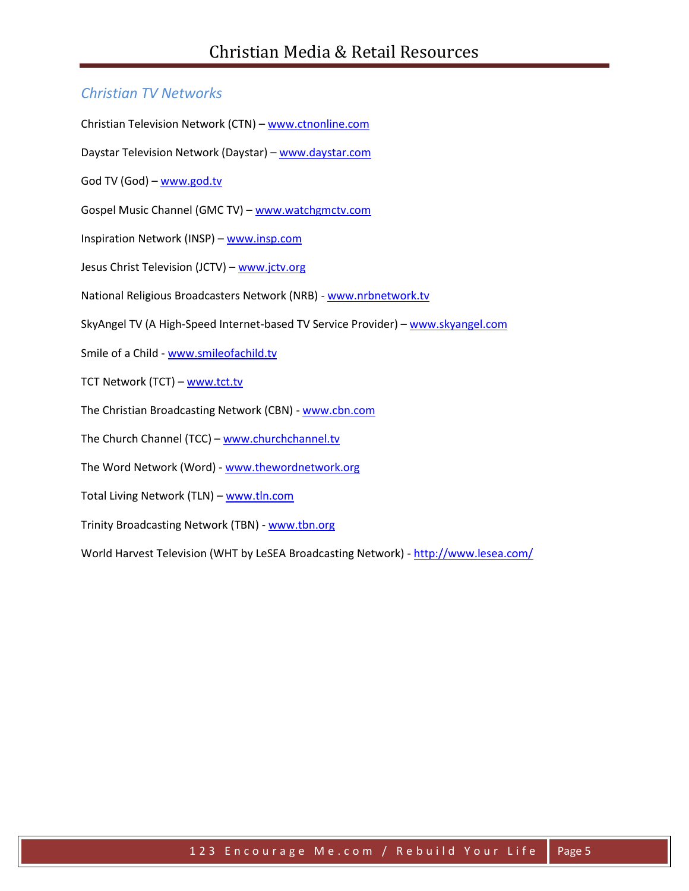## Christian TV Networks

Christian Television Network (CTN) – www.ctnonline.com

Daystar Television Network (Daystar) – www.daystar.com

God TV (God) – www.god.tv

Gospel Music Channel (GMC TV) – www.watchgmctv.com

Inspiration Network (INSP) – www.insp.com

Jesus Christ Television (JCTV) – www.jctv.org

National Religious Broadcasters Network (NRB) - www.nrbnetwork.tv

SkyAngel TV (A High-Speed Internet-based TV Service Provider) – www.skyangel.com

Smile of a Child - www.smileofachild.tv

TCT Network (TCT) – www.tct.tv

The Christian Broadcasting Network (CBN) - www.cbn.com

The Church Channel (TCC) – www.churchchannel.tv

The Word Network (Word) - www.thewordnetwork.org

Total Living Network (TLN) – www.tln.com

Trinity Broadcasting Network (TBN) - www.tbn.org

World Harvest Television (WHT by LeSEA Broadcasting Network) - http://www.lesea.com/